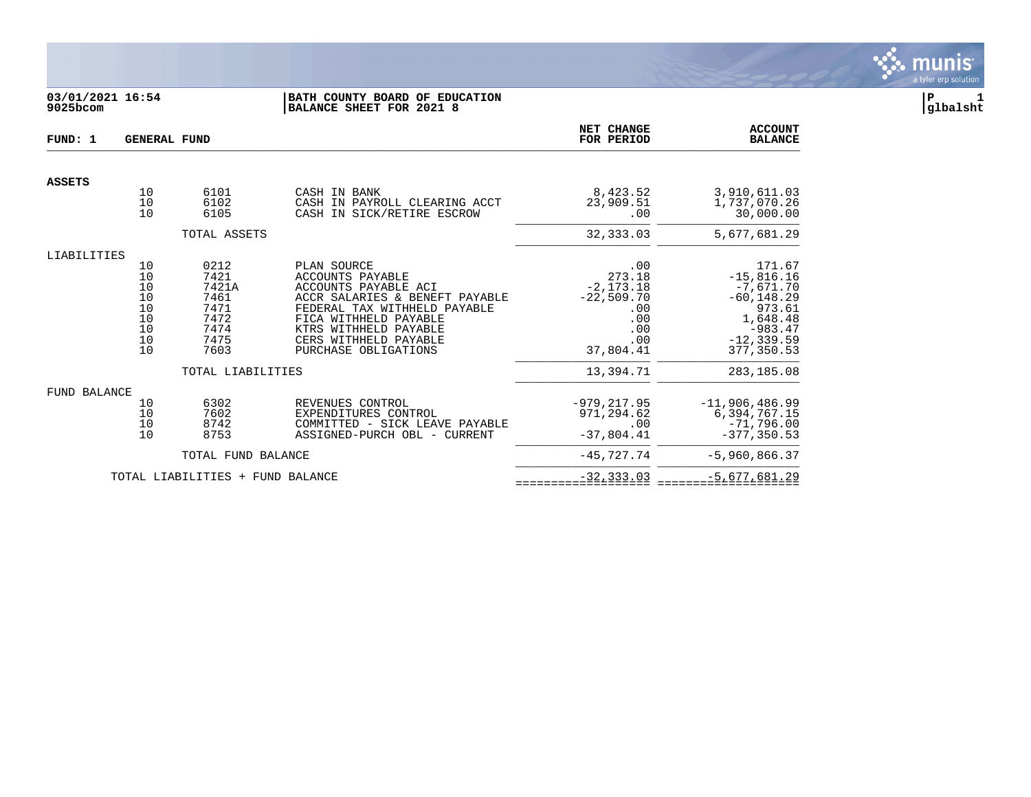03/01/2021 16:54
9025bcom

**BATH COUNTY BOARD OF EDUCATION**
**BALANCE SHEET FOR 2021 8**

P 1
glbalsht

**FUND: 1 GENERAL FUND**

| | | | | NET CHANGE FOR PERIOD | ACCOUNT BALANCE |
|---|---|---|---|---|---|
| **ASSETS** | | | | | |
| | 10 | 6101 | CASH IN BANK | 8,423.52 | 3,910,611.03 |
| | 10 | 6102 | CASH IN PAYROLL CLEARING ACCT | 23,909.51 | 1,737,070.26 |
| | 10 | 6105 | CASH IN SICK/RETIRE ESCROW | .00 | 30,000.00 |
| | | TOTAL ASSETS | | 32,333.03 | 5,677,681.29 |
| LIABILITIES | | | | | |
| | 10 | 0212 | PLAN SOURCE | .00 | 171.67 |
| | 10 | 7421 | ACCOUNTS PAYABLE | 273.18 | -15,816.16 |
| | 10 | 7421A | ACCOUNTS PAYABLE ACI | -2,173.18 | -7,671.70 |
| | 10 | 7461 | ACCR SALARIES & BENEFT PAYABLE | -22,509.70 | -60,148.29 |
| | 10 | 7471 | FEDERAL TAX WITHHELD PAYABLE | .00 | 973.61 |
| | 10 | 7472 | FICA WITHHELD PAYABLE | .00 | 1,648.48 |
| | 10 | 7474 | KTRS WITHHELD PAYABLE | .00 | -983.47 |
| | 10 | 7475 | CERS WITHHELD PAYABLE | .00 | -12,339.59 |
| | 10 | 7603 | PURCHASE OBLIGATIONS | 37,804.41 | 377,350.53 |
| | | TOTAL LIABILITIES | | 13,394.71 | 283,185.08 |
| FUND BALANCE | | | | | |
| | 10 | 6302 | REVENUES CONTROL | -979,217.95 | -11,906,486.99 |
| | 10 | 7602 | EXPENDITURES CONTROL | 971,294.62 | 6,394,767.15 |
| | 10 | 8742 | COMMITTED - SICK LEAVE PAYABLE | .00 | -71,796.00 |
| | 10 | 8753 | ASSIGNED-PURCH OBL - CURRENT | -37,804.41 | -377,350.53 |
| | | TOTAL FUND BALANCE | | -45,727.74 | -5,960,866.37 |
| | TOTAL LIABILITIES + FUND BALANCE | | | -32,333.03 | -5,677,681.29 |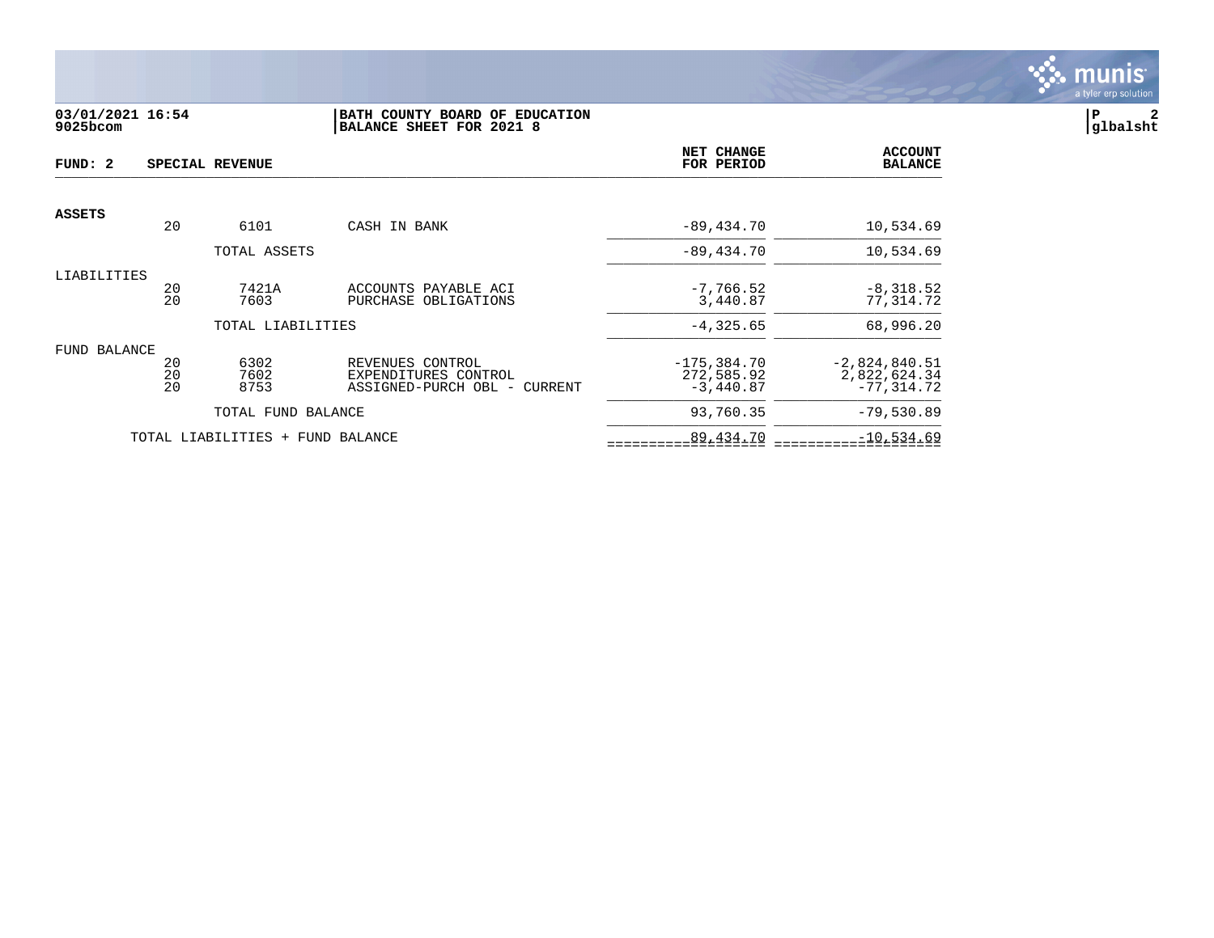**BATH COUNTY BOARD OF EDUCATION**
**BALANCE SHEET FOR 2021 8**

03/01/2021 16:54
9025bcom

glbalsht

**FUND: 2 SPECIAL REVENUE**

| | | | | NET CHANGE FOR PERIOD | ACCOUNT BALANCE |
|---|---|---|---|---|---|
| **ASSETS** | | | | | |
| | 20 | 6101 | CASH IN BANK | -89,434.70 | 10,534.69 |
| | | TOTAL ASSETS | | -89,434.70 | 10,534.69 |
| LIABILITIES | | | | | |
| | 20 | 7421A | ACCOUNTS PAYABLE ACI | -7,766.52 | -8,318.52 |
| | 20 | 7603 | PURCHASE OBLIGATIONS | 3,440.87 | 77,314.72 |
| | | TOTAL LIABILITIES | | -4,325.65 | 68,996.20 |
| FUND BALANCE | | | | | |
| | 20 | 6302 | REVENUES CONTROL | -175,384.70 | -2,824,840.51 |
| | 20 | 7602 | EXPENDITURES CONTROL | 272,585.92 | 2,822,624.34 |
| | 20 | 8753 | ASSIGNED-PURCH OBL - CURRENT | -3,440.87 | -77,314.72 |
| | | TOTAL FUND BALANCE | | 93,760.35 | -79,530.89 |
| | TOTAL LIABILITIES + FUND BALANCE | | | 89,434.70 | -10,534.69 |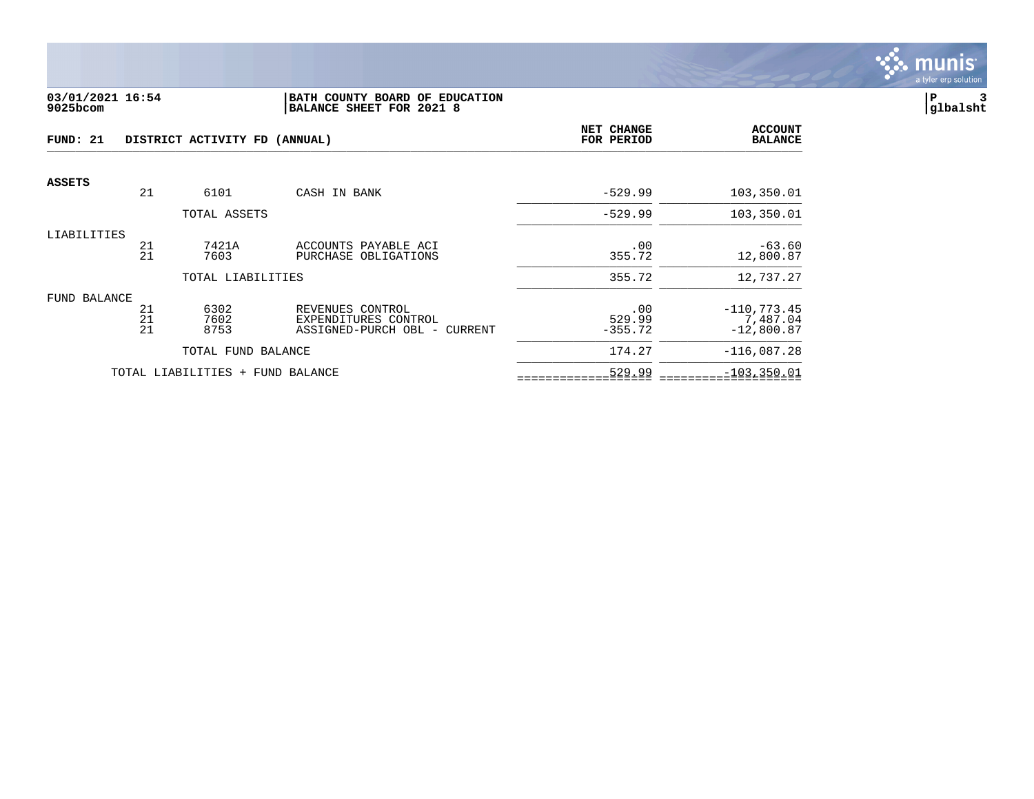**03/01/2021 16:54**
**9025bcom**

**BATH COUNTY BOARD OF EDUCATION**
**BALANCE SHEET FOR 2021 8**

**P 3**
**glbalsht**

**FUND: 21 DISTRICT ACTIVITY FD (ANNUAL)**

| | | | | NET CHANGE FOR PERIOD | ACCOUNT BALANCE |
|---|---|---|---|---|---|
| **ASSETS** | | | | | |
| | 21 | 6101 | CASH IN BANK | -529.99 | 103,350.01 |
| | | TOTAL ASSETS | | -529.99 | 103,350.01 |
| LIABILITIES | | | | | |
| | 21 | 7421A | ACCOUNTS PAYABLE ACI | .00 | -63.60 |
| | 21 | 7603 | PURCHASE OBLIGATIONS | 355.72 | 12,800.87 |
| | | TOTAL LIABILITIES | | 355.72 | 12,737.27 |
| FUND BALANCE | | | | | |
| | 21 | 6302 | REVENUES CONTROL | .00 | -110,773.45 |
| | 21 | 7602 | EXPENDITURES CONTROL | 529.99 | 7,487.04 |
| | 21 | 8753 | ASSIGNED-PURCH OBL - CURRENT | -355.72 | -12,800.87 |
| | | TOTAL FUND BALANCE | | 174.27 | -116,087.28 |
| | TOTAL LIABILITIES + FUND BALANCE | | | 529.99 | -103,350.01 |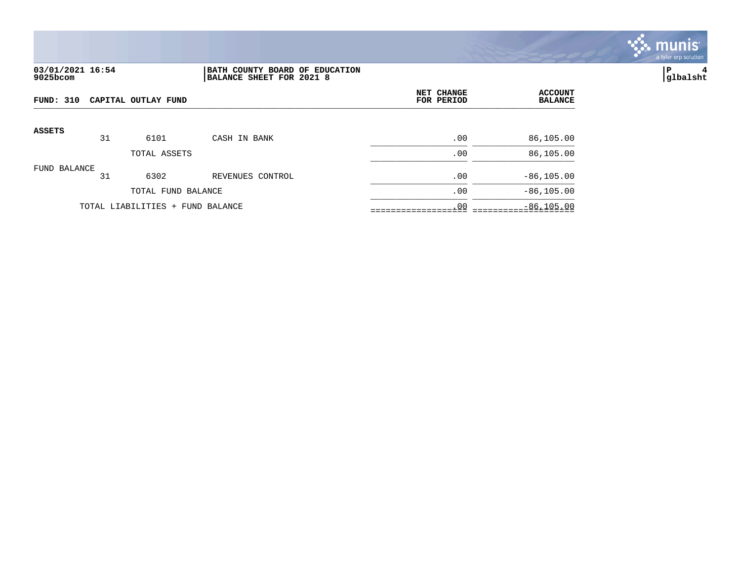**03/01/2021 16:54** | **BATH COUNTY BOARD OF EDUCATION**
**9025bcom** | **BALANCE SHEET FOR 2021 8**

**P 4**
**glbalsht**

| **FUND: 310 CAPITAL OUTLAY FUND** | | | | **NET CHANGE FOR PERIOD** | **ACCOUNT BALANCE** |
|---|---|---|---|---|---|
| **ASSETS** | | | | | |
| | 31 | 6101 | CASH IN BANK | .00 | 86,105.00 |
| | | TOTAL ASSETS | | .00 | 86,105.00 |
| FUND BALANCE | | | | | |
| | 31 | 6302 | REVENUES CONTROL | .00 | -86,105.00 |
| | | TOTAL FUND BALANCE | | .00 | -86,105.00 |
| | TOTAL LIABILITIES + FUND BALANCE | | | .00 | -86,105.00 |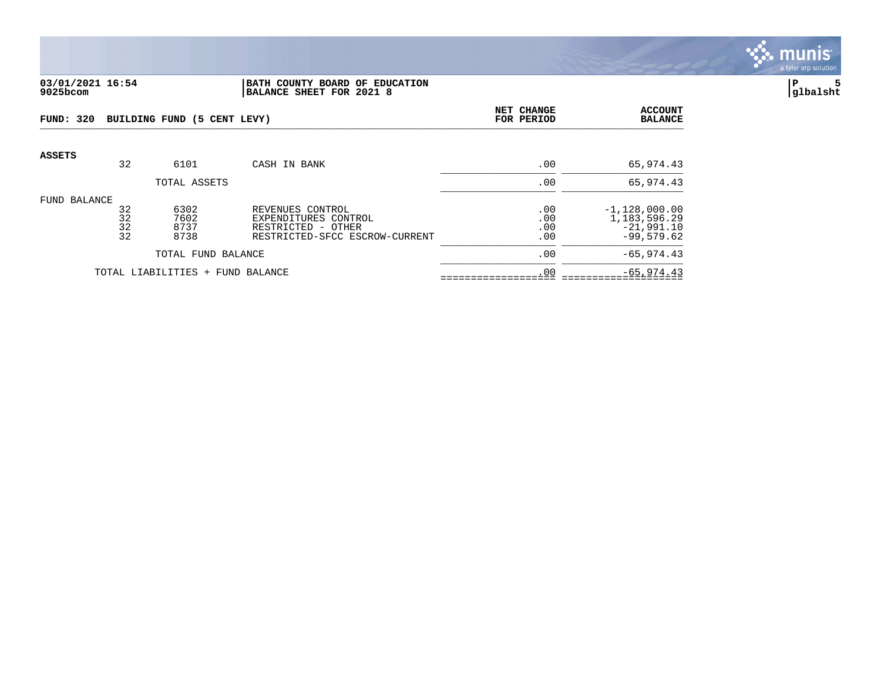**03/01/2021 16:54**
**9025bcom**

**BATH COUNTY BOARD OF EDUCATION**
**BALANCE SHEET FOR 2021 8**

**P 5**
**glbalsht**

**FUND: 320 BUILDING FUND (5 CENT LEVY)**

| | | | | NET CHANGE FOR PERIOD | ACCOUNT BALANCE |
|---|---|---|---|---|---|
| **ASSETS** | | | | | |
| | 32 | 6101 | CASH IN BANK | .00 | 65,974.43 |
| | | TOTAL ASSETS | | .00 | 65,974.43 |
| FUND BALANCE | | | | | |
| | 32 | 6302 | REVENUES CONTROL | .00 | -1,128,000.00 |
| | 32 | 7602 | EXPENDITURES CONTROL | .00 | 1,183,596.29 |
| | 32 | 8737 | RESTRICTED - OTHER | .00 | -21,991.10 |
| | 32 | 8738 | RESTRICTED-SFCC ESCROW-CURRENT | .00 | -99,579.62 |
| | | TOTAL FUND BALANCE | | .00 | -65,974.43 |
| | TOTAL LIABILITIES + FUND BALANCE | | | .00 | -65,974.43 |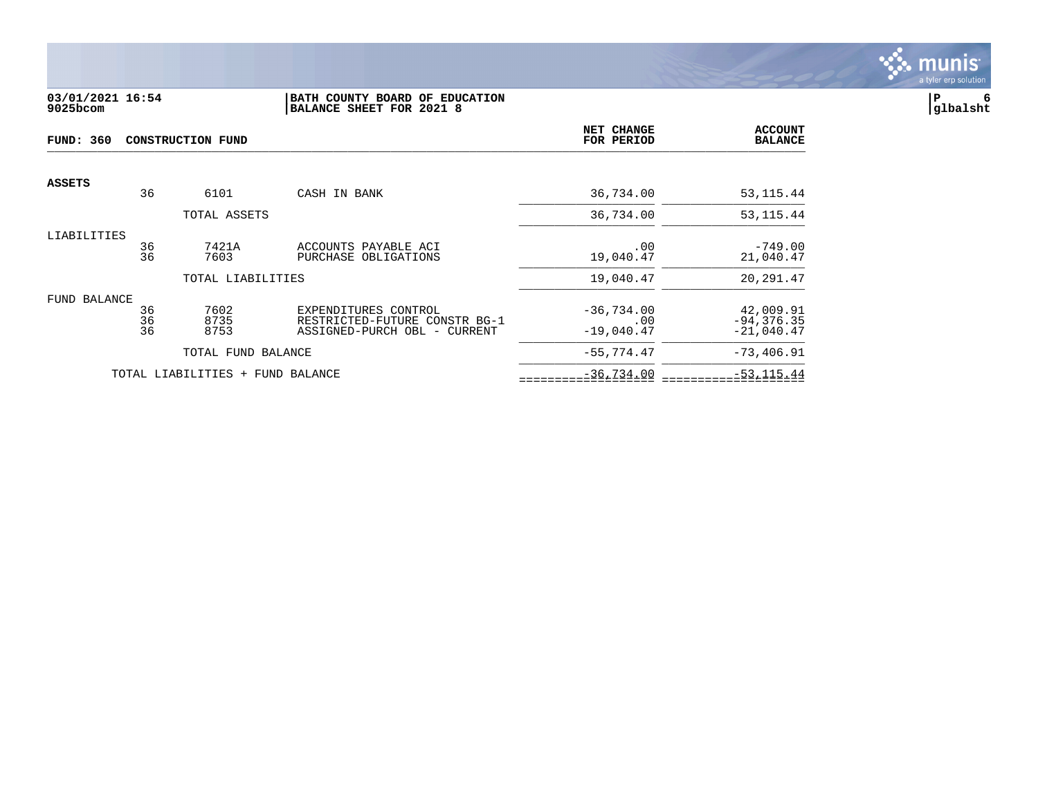**03/01/2021 16:54** **BATH COUNTY BOARD OF EDUCATION**
**9025bcom** **BALANCE SHEET FOR 2021 8**

**glbalsht**

**FUND: 360 CONSTRUCTION FUND**

| | | | | NET CHANGE FOR PERIOD | ACCOUNT BALANCE |
|---|---|---|---|---|---|
| **ASSETS** | | | | | |
| | 36 | 6101 | CASH IN BANK | 36,734.00 | 53,115.44 |
| | | TOTAL ASSETS | | 36,734.00 | 53,115.44 |
| LIABILITIES | | | | | |
| | 36 | 7421A | ACCOUNTS PAYABLE ACI | .00 | -749.00 |
| | 36 | 7603 | PURCHASE OBLIGATIONS | 19,040.47 | 21,040.47 |
| | | TOTAL LIABILITIES | | 19,040.47 | 20,291.47 |
| FUND BALANCE | | | | | |
| | 36 | 7602 | EXPENDITURES CONTROL | -36,734.00 | 42,009.91 |
| | 36 | 8735 | RESTRICTED-FUTURE CONSTR BG-1 | .00 | -94,376.35 |
| | 36 | 8753 | ASSIGNED-PURCH OBL - CURRENT | -19,040.47 | -21,040.47 |
| | | TOTAL FUND BALANCE | | -55,774.47 | -73,406.91 |
| | TOTAL LIABILITIES + FUND BALANCE | | | -36,734.00 | -53,115.44 |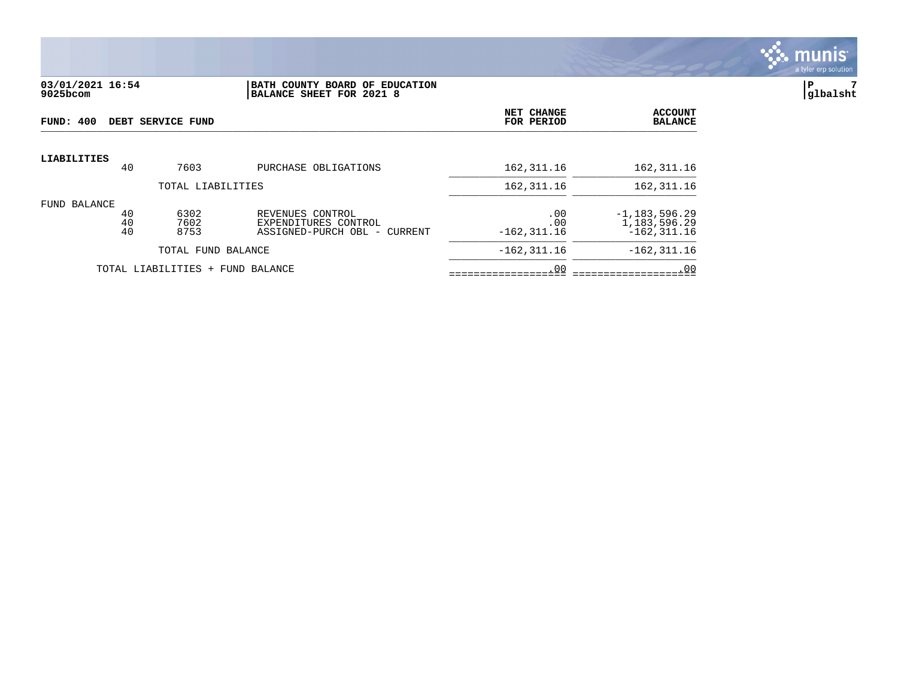03/01/2021 16:54
9025bcom

**BATH COUNTY BOARD OF EDUCATION**
**BALANCE SHEET FOR 2021 8**

**FUND: 400 DEBT SERVICE FUND**

| | | | | NET CHANGE FOR PERIOD | ACCOUNT BALANCE |
|---|---|---|---|---|---|
| **LIABILITIES** | | | | | |
| | 40 | 7603 | PURCHASE OBLIGATIONS | 162,311.16 | 162,311.16 |
| | | TOTAL LIABILITIES | | 162,311.16 | 162,311.16 |
| FUND BALANCE | | | | | |
| | 40 | 6302 | REVENUES CONTROL | .00 | -1,183,596.29 |
| | 40 | 7602 | EXPENDITURES CONTROL | .00 | 1,183,596.29 |
| | 40 | 8753 | ASSIGNED-PURCH OBL - CURRENT | -162,311.16 | -162,311.16 |
| | | TOTAL FUND BALANCE | | -162,311.16 | -162,311.16 |
| | TOTAL LIABILITIES + FUND BALANCE | | | .00 | .00 |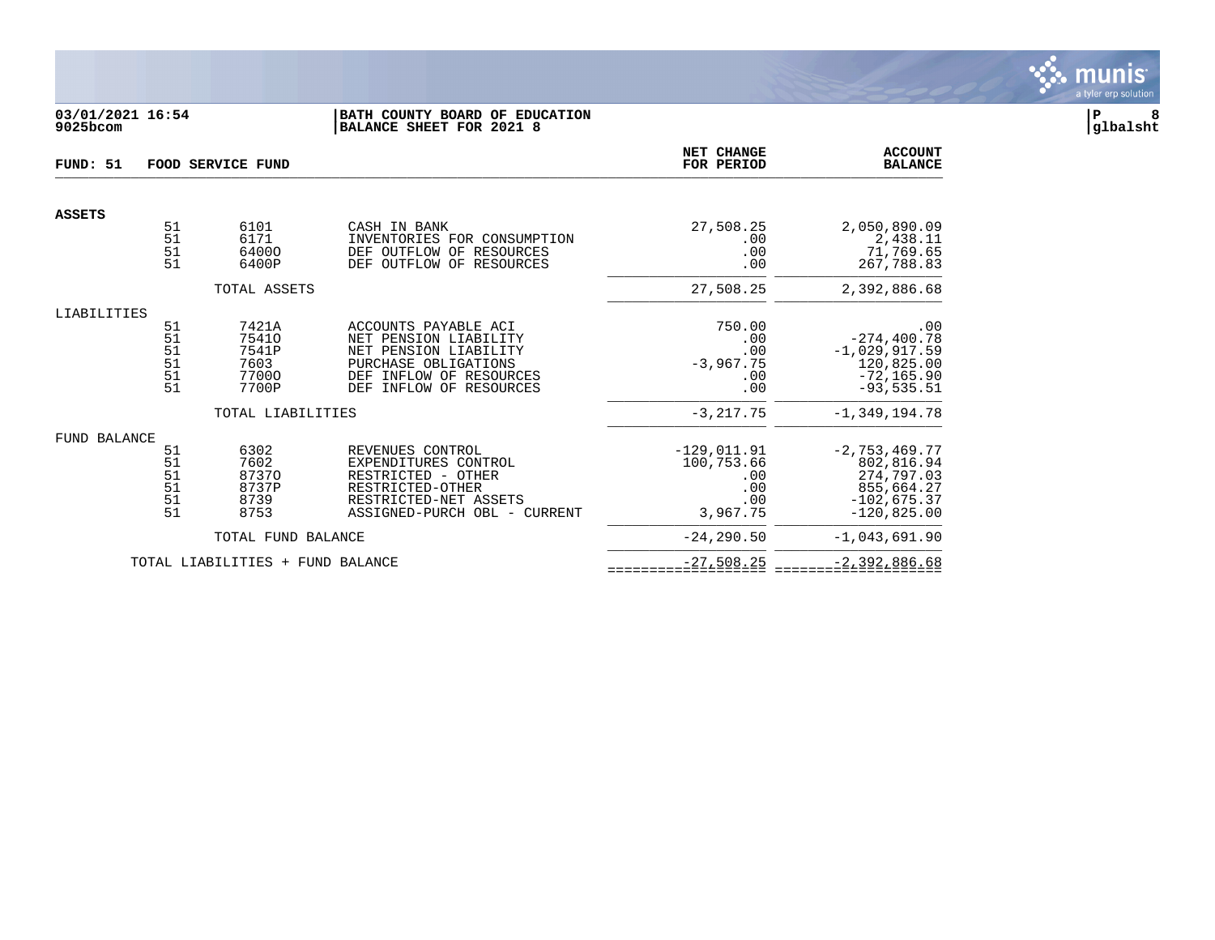**03/01/2021 16:54**
**9025bcom**

**BATH COUNTY BOARD OF EDUCATION**
**BALANCE SHEET FOR 2021 8**

**FUND: 51 FOOD SERVICE FUND**

| | Fund | Account | Description | NET CHANGE FOR PERIOD | ACCOUNT BALANCE |
|---|---|---|---|---|---|
| **ASSETS** | | | | | |
| | 51 | 6101 | CASH IN BANK | 27,508.25 | 2,050,890.09 |
| | 51 | 6171 | INVENTORIES FOR CONSUMPTION | .00 | 2,438.11 |
| | 51 | 6400O | DEF OUTFLOW OF RESOURCES | .00 | 71,769.65 |
| | 51 | 6400P | DEF OUTFLOW OF RESOURCES | .00 | 267,788.83 |
| | | TOTAL ASSETS | | 27,508.25 | 2,392,886.68 |
| LIABILITIES | | | | | |
| | 51 | 7421A | ACCOUNTS PAYABLE ACI | 750.00 | .00 |
| | 51 | 7541O | NET PENSION LIABILITY | .00 | -274,400.78 |
| | 51 | 7541P | NET PENSION LIABILITY | .00 | -1,029,917.59 |
| | 51 | 7603 | PURCHASE OBLIGATIONS | -3,967.75 | 120,825.00 |
| | 51 | 7700O | DEF INFLOW OF RESOURCES | .00 | -72,165.90 |
| | 51 | 7700P | DEF INFLOW OF RESOURCES | .00 | -93,535.51 |
| | | TOTAL LIABILITIES | | -3,217.75 | -1,349,194.78 |
| FUND BALANCE | | | | | |
| | 51 | 6302 | REVENUES CONTROL | -129,011.91 | -2,753,469.77 |
| | 51 | 7602 | EXPENDITURES CONTROL | 100,753.66 | 802,816.94 |
| | 51 | 8737O | RESTRICTED - OTHER | .00 | 274,797.03 |
| | 51 | 8737P | RESTRICTED-OTHER | .00 | 855,664.27 |
| | 51 | 8739 | RESTRICTED-NET ASSETS | .00 | -102,675.37 |
| | 51 | 8753 | ASSIGNED-PURCH OBL - CURRENT | 3,967.75 | -120,825.00 |
| | | TOTAL FUND BALANCE | | -24,290.50 | -1,043,691.90 |
| | TOTAL LIABILITIES + FUND BALANCE | | | -27,508.25 | -2,392,886.68 |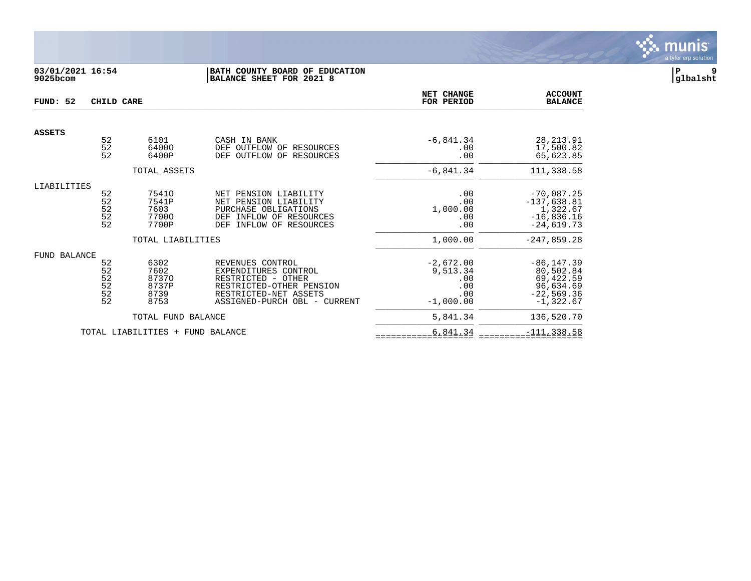**03/01/2021 16:54**
**9025bcom**

**BATH COUNTY BOARD OF EDUCATION**
**BALANCE SHEET FOR 2021 8**

**glbalsht**

| FUND: 52 CHILD CARE | | | | NET CHANGE FOR PERIOD | ACCOUNT BALANCE |
|---|---|---|---|---|---|
| **ASSETS** | | | | | |
| | 52 | 6101 | CASH IN BANK | -6,841.34 | 28,213.91 |
| | 52 | 6400O | DEF OUTFLOW OF RESOURCES | .00 | 17,500.82 |
| | 52 | 6400P | DEF OUTFLOW OF RESOURCES | .00 | 65,623.85 |
| | | TOTAL ASSETS | | -6,841.34 | 111,338.58 |
| LIABILITIES | | | | | |
| | 52 | 7541O | NET PENSION LIABILITY | .00 | -70,087.25 |
| | 52 | 7541P | NET PENSION LIABILITY | .00 | -137,638.81 |
| | 52 | 7603 | PURCHASE OBLIGATIONS | 1,000.00 | 1,322.67 |
| | 52 | 7700O | DEF INFLOW OF RESOURCES | .00 | -16,836.16 |
| | 52 | 7700P | DEF INFLOW OF RESOURCES | .00 | -24,619.73 |
| | | TOTAL LIABILITIES | | 1,000.00 | -247,859.28 |
| FUND BALANCE | | | | | |
| | 52 | 6302 | REVENUES CONTROL | -2,672.00 | -86,147.39 |
| | 52 | 7602 | EXPENDITURES CONTROL | 9,513.34 | 80,502.84 |
| | 52 | 8737O | RESTRICTED - OTHER | .00 | 69,422.59 |
| | 52 | 8737P | RESTRICTED-OTHER PENSION | .00 | 96,634.69 |
| | 52 | 8739 | RESTRICTED-NET ASSETS | .00 | -22,569.36 |
| | 52 | 8753 | ASSIGNED-PURCH OBL - CURRENT | -1,000.00 | -1,322.67 |
| | | TOTAL FUND BALANCE | | 5,841.34 | 136,520.70 |
| | TOTAL LIABILITIES + FUND BALANCE | | | 6,841.34 | -111,338.58 |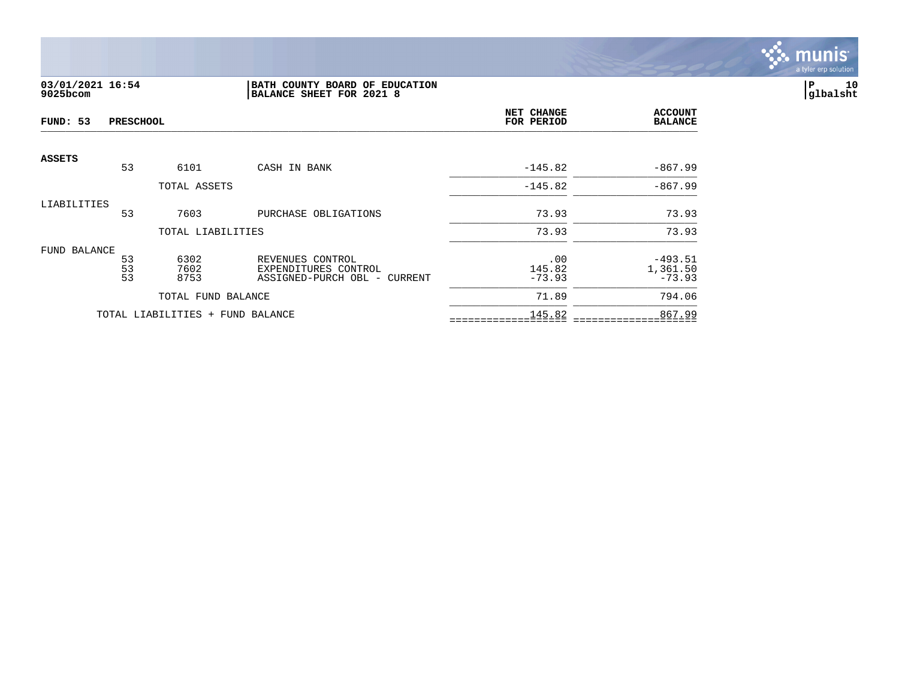**BATH COUNTY BOARD OF EDUCATION**
**BALANCE SHEET FOR 2021 8**

03/01/2021 16:54
9025bcom

P 10
glbalsht

| FUND: 53 PRESCHOOL | | | | NET CHANGE FOR PERIOD | ACCOUNT BALANCE |
|---|---|---|---|---|---|
| **ASSETS** | | | | | |
| | 53 | 6101 | CASH IN BANK | -145.82 | -867.99 |
| | | TOTAL ASSETS | | -145.82 | -867.99 |
| LIABILITIES | | | | | |
| | 53 | 7603 | PURCHASE OBLIGATIONS | 73.93 | 73.93 |
| | | TOTAL LIABILITIES | | 73.93 | 73.93 |
| FUND BALANCE | | | | | |
| | 53 | 6302 | REVENUES CONTROL | .00 | -493.51 |
| | 53 | 7602 | EXPENDITURES CONTROL | 145.82 | 1,361.50 |
| | 53 | 8753 | ASSIGNED-PURCH OBL - CURRENT | -73.93 | -73.93 |
| | | TOTAL FUND BALANCE | | 71.89 | 794.06 |
| | TOTAL LIABILITIES + FUND BALANCE | | | 145.82 | 867.99 |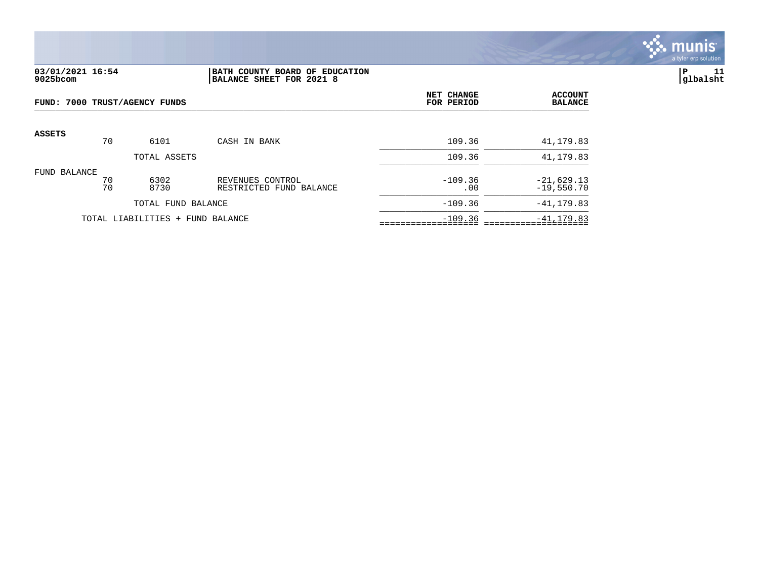03/01/2021 16:54
9025bcom

**BATH COUNTY BOARD OF EDUCATION**
**BALANCE SHEET FOR 2021 8**

P 11
glbalsht

**FUND: 7000 TRUST/AGENCY FUNDS**

| | | | | NET CHANGE FOR PERIOD | ACCOUNT BALANCE |
|---|---|---|---|---|---|
| **ASSETS** | 70 | 6101 | CASH IN BANK | 109.36 | 41,179.83 |
| | | TOTAL ASSETS | | 109.36 | 41,179.83 |
| FUND BALANCE | 70 | 6302 | REVENUES CONTROL | -109.36 | -21,629.13 |
| | 70 | 8730 | RESTRICTED FUND BALANCE | .00 | -19,550.70 |
| | | TOTAL FUND BALANCE | | -109.36 | -41,179.83 |
| | TOTAL LIABILITIES + FUND BALANCE | | | -109.36 | -41,179.83 |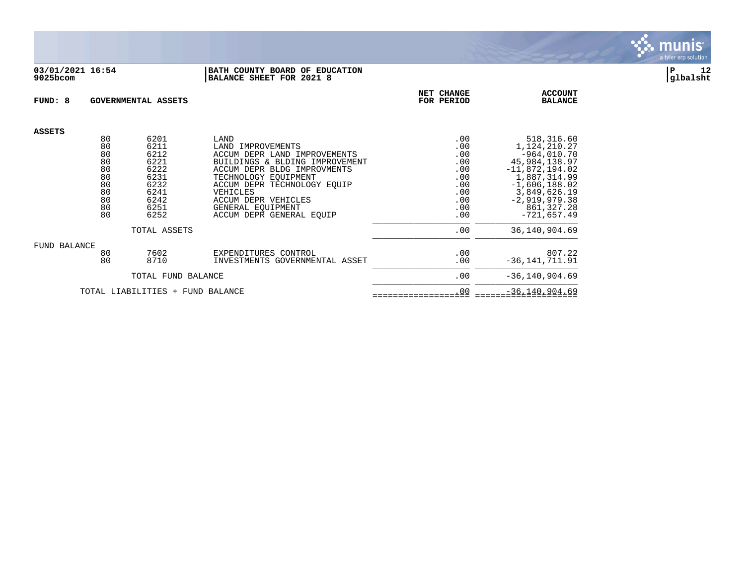03/01/2021 16:54 | BATH COUNTY BOARD OF EDUCATION
9025bcom | BALANCE SHEET FOR 2021 8

glbalsht

**FUND: 8 GOVERNMENTAL ASSETS**

| | | | | NET CHANGE FOR PERIOD | ACCOUNT BALANCE |
|---|---|---|---|---|---|
| **ASSETS** | | | | | |
| | 80 | 6201 | LAND | .00 | 518,316.60 |
| | 80 | 6211 | LAND IMPROVEMENTS | .00 | 1,124,210.27 |
| | 80 | 6212 | ACCUM DEPR LAND IMPROVEMENTS | .00 | -964,010.70 |
| | 80 | 6221 | BUILDINGS & BLDING IMPROVEMENT | .00 | 45,984,138.97 |
| | 80 | 6222 | ACCUM DEPR BLDG IMPROVMENTS | .00 | -11,872,194.02 |
| | 80 | 6231 | TECHNOLOGY EQUIPMENT | .00 | 1,887,314.99 |
| | 80 | 6232 | ACCUM DEPR TECHNOLOGY EQUIP | .00 | -1,606,188.02 |
| | 80 | 6241 | VEHICLES | .00 | 3,849,626.19 |
| | 80 | 6242 | ACCUM DEPR VEHICLES | .00 | -2,919,979.38 |
| | 80 | 6251 | GENERAL EQUIPMENT | .00 | 861,327.28 |
| | 80 | 6252 | ACCUM DEPR GENERAL EQUIP | .00 | -721,657.49 |
| | | TOTAL ASSETS | | .00 | 36,140,904.69 |
| FUND BALANCE | | | | | |
| | 80 | 7602 | EXPENDITURES CONTROL | .00 | 807.22 |
| | 80 | 8710 | INVESTMENTS GOVERNMENTAL ASSET | .00 | -36,141,711.91 |
| | | TOTAL FUND BALANCE | | .00 | -36,140,904.69 |
| | TOTAL LIABILITIES + FUND BALANCE | | | .00 | -36,140,904.69 |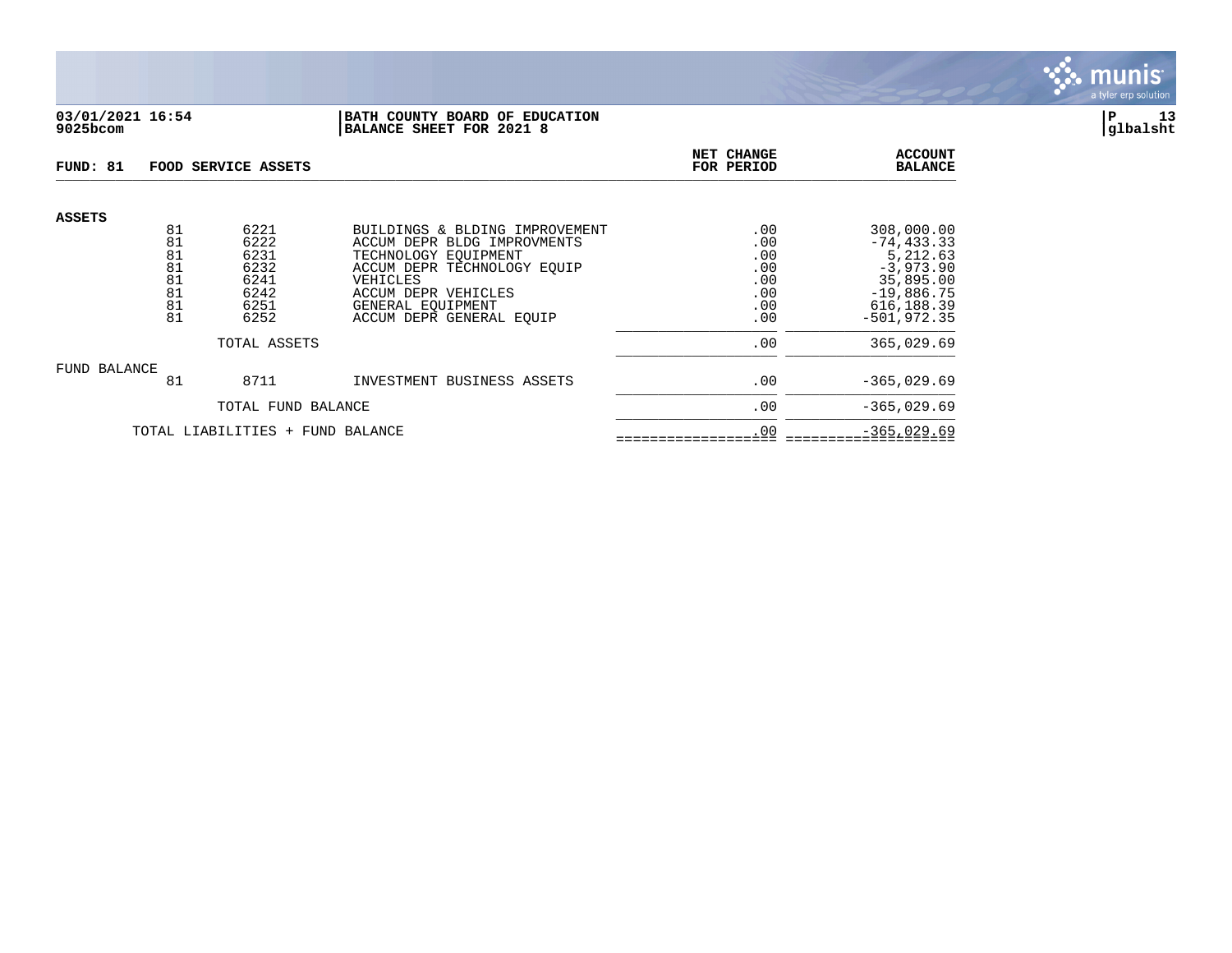**03/01/2021 16:54**
**9025bcom**

**BATH COUNTY BOARD OF EDUCATION**
**BALANCE SHEET FOR 2021 8**

**glbalsht**

| FUND: 81 | | FOOD SERVICE ASSETS | | NET CHANGE FOR PERIOD | ACCOUNT BALANCE |
|---|---|---|---|---|---|
| **ASSETS** | | | | | |
| | 81 | 6221 | BUILDINGS & BLDING IMPROVEMENT | .00 | 308,000.00 |
| | 81 | 6222 | ACCUM DEPR BLDG IMPROVMENTS | .00 | -74,433.33 |
| | 81 | 6231 | TECHNOLOGY EQUIPMENT | .00 | 5,212.63 |
| | 81 | 6232 | ACCUM DEPR TECHNOLOGY EQUIP | .00 | -3,973.90 |
| | 81 | 6241 | VEHICLES | .00 | 35,895.00 |
| | 81 | 6242 | ACCUM DEPR VEHICLES | .00 | -19,886.75 |
| | 81 | 6251 | GENERAL EQUIPMENT | .00 | 616,188.39 |
| | 81 | 6252 | ACCUM DEPR GENERAL EQUIP | .00 | -501,972.35 |
| | | TOTAL ASSETS | | .00 | 365,029.69 |
| FUND BALANCE | | | | | |
| | 81 | 8711 | INVESTMENT BUSINESS ASSETS | .00 | -365,029.69 |
| | | TOTAL FUND BALANCE | | .00 | -365,029.69 |
| | TOTAL LIABILITIES + FUND BALANCE | | | .00 | -365,029.69 |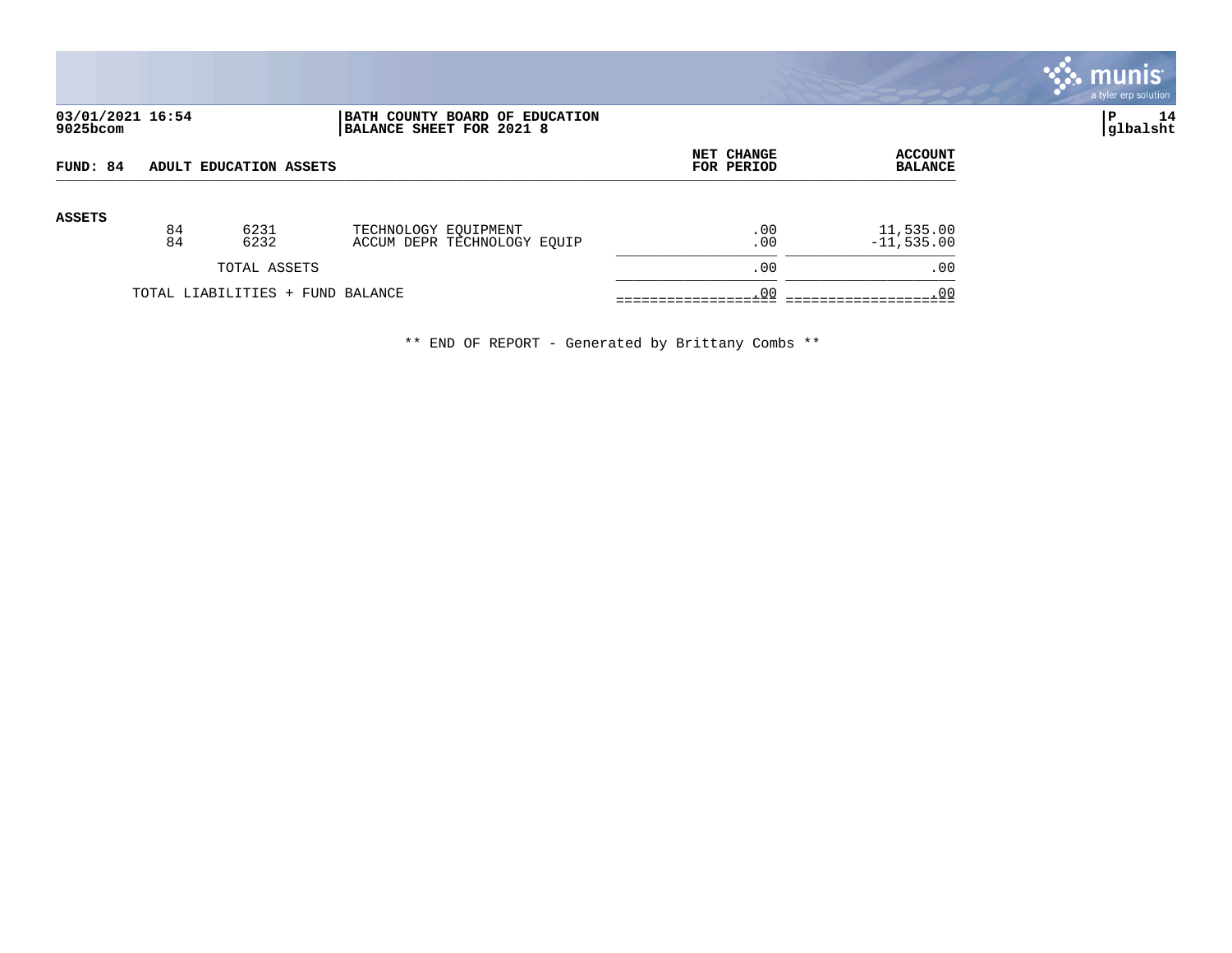**03/01/2021 16:54**
**9025bcom**

**BATH COUNTY BOARD OF EDUCATION**
**BALANCE SHEET FOR 2021 8**

**P 14**
**glbalsht**

| FUND: 84 | ADULT EDUCATION ASSETS | | | NET CHANGE FOR PERIOD | ACCOUNT BALANCE |
|---|---|---|---|---|---|
| **ASSETS** | | | | | |
| | 84 | 6231 | TECHNOLOGY EQUIPMENT | .00 | 11,535.00 |
| | 84 | 6232 | ACCUM DEPR TECHNOLOGY EQUIP | .00 | -11,535.00 |
| | TOTAL ASSETS | | | .00 | .00 |
| | TOTAL LIABILITIES + FUND BALANCE | | | .00 | .00 |

** END OF REPORT - Generated by Brittany Combs **